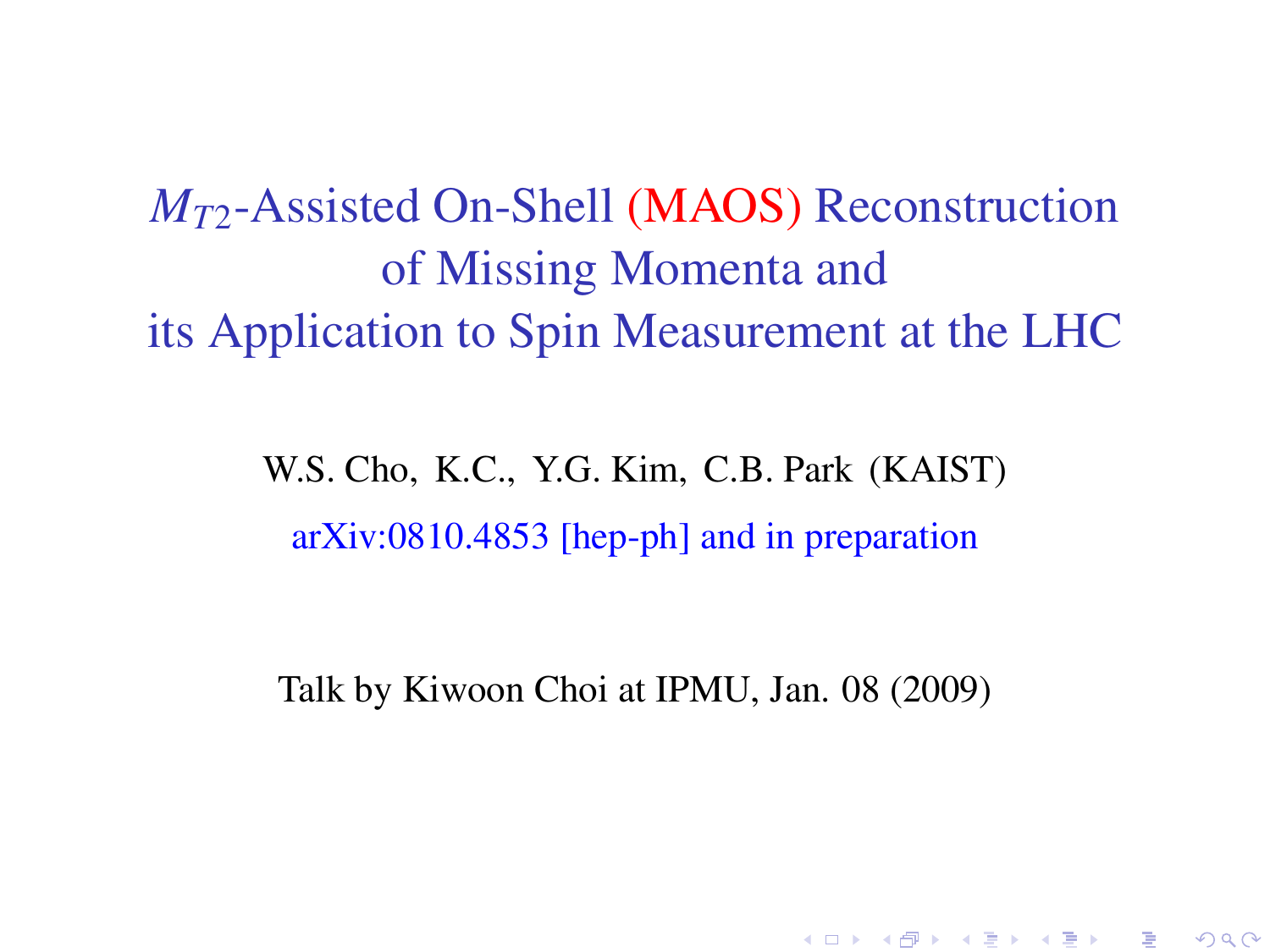# $M_{T2}$-Assisted On-Shell (MAOS) Reconstruction of Missing Momenta and its Application to Spin Measurement at the LHC

W.S. Cho, K.C., Y.G. Kim, C.B. Park (KAIST)

arXiv:0810.4853 [hep-ph] and in preparation

Talk by Kiwoon Choi at IPMU, Jan. 08 (2009)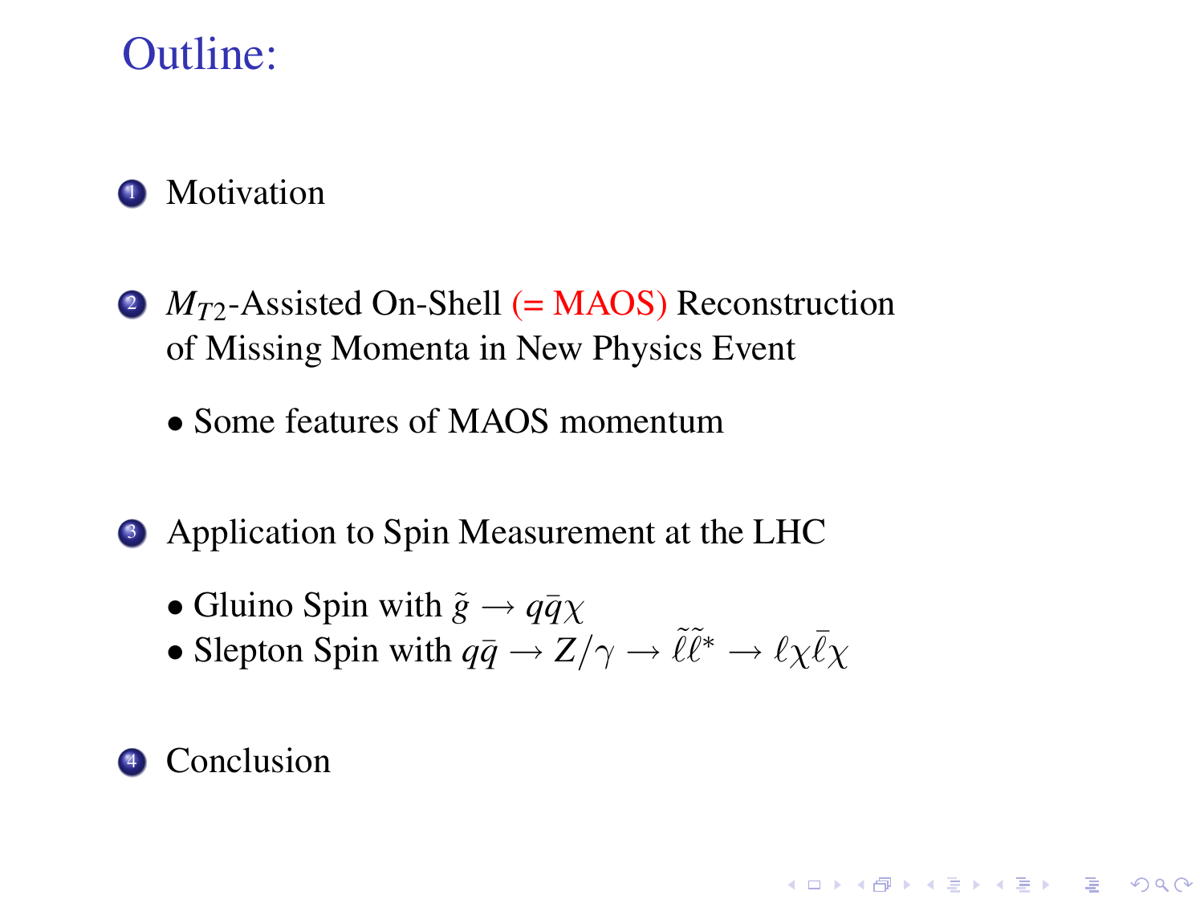# Outline:

1. Motivation

2. $M_{T2}$-Assisted On-Shell (= MAOS) Reconstruction of Missing Momenta in New Physics Event
   - Some features of MAOS momentum

3. Application to Spin Measurement at the LHC
   - Gluino Spin with $\tilde{g} \to q\bar{q}\chi$
   - Slepton Spin with $q\bar{q} \to Z/\gamma \to \tilde{\ell}\tilde{\ell}^* \to \ell\chi\bar{\ell}\chi$

4. Conclusion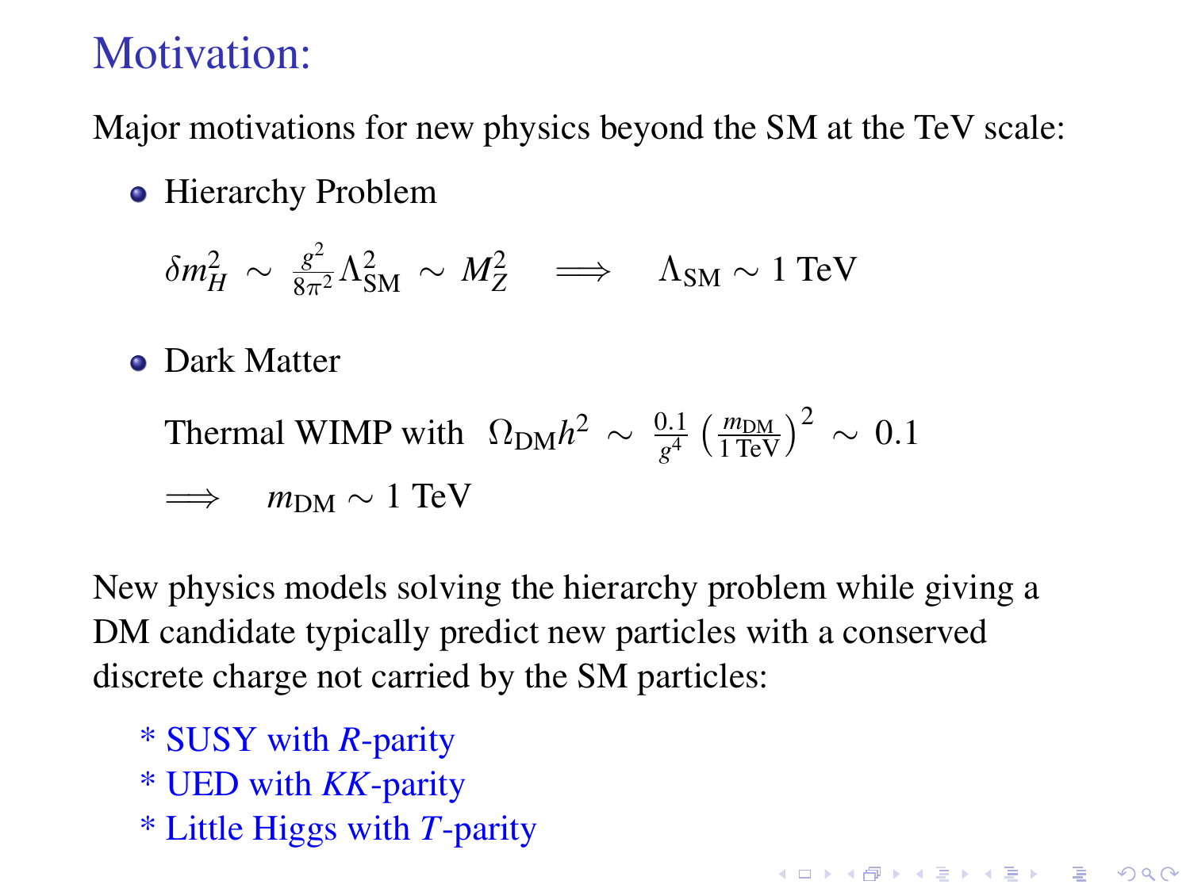# Motivation:

Major motivations for new physics beyond the SM at the TeV scale:

- Hierarchy Problem

  $$\delta m_H^2 \sim \frac{g^2}{8\pi^2}\Lambda_{\rm SM}^2 \sim M_Z^2 \quad \Longrightarrow \quad \Lambda_{\rm SM} \sim 1 \text{ TeV}$$

- Dark Matter

  Thermal WIMP with $\Omega_{\rm DM}h^2 \sim \frac{0.1}{g^4}\left(\frac{m_{\rm DM}}{1 \text{ TeV}}\right)^2 \sim 0.1$

  $\Longrightarrow \quad m_{\rm DM} \sim 1$ TeV

New physics models solving the hierarchy problem while giving a DM candidate typically predict new particles with a conserved discrete charge not carried by the SM particles:

\* SUSY with $R$-parity
\* UED with $KK$-parity
\* Little Higgs with $T$-parity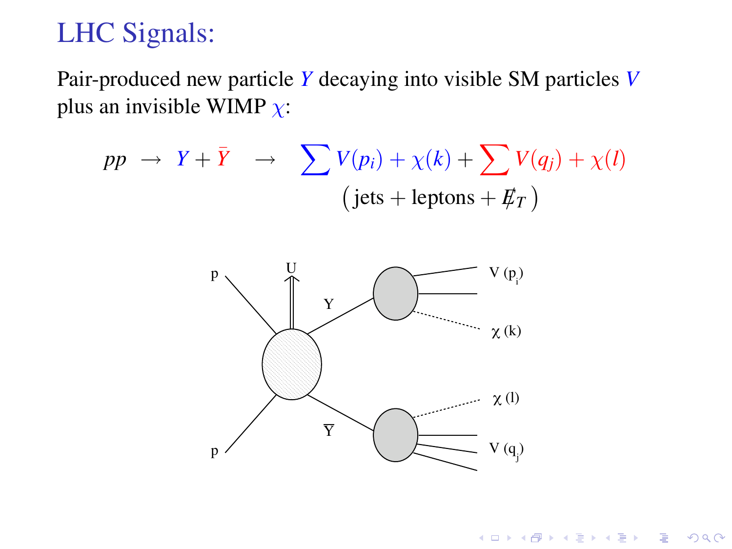# LHC Signals:

Pair-produced new particle $Y$ decaying into visible SM particles $V$ plus an invisible WIMP $\chi$:

$$pp \;\to\; Y + \bar{Y} \quad \to \quad \sum V(p_i) + \chi(k) + \sum V(q_j) + \chi(l)$$

$$\big(\,\text{jets} + \text{leptons} + \not{E}_T\,\big)$$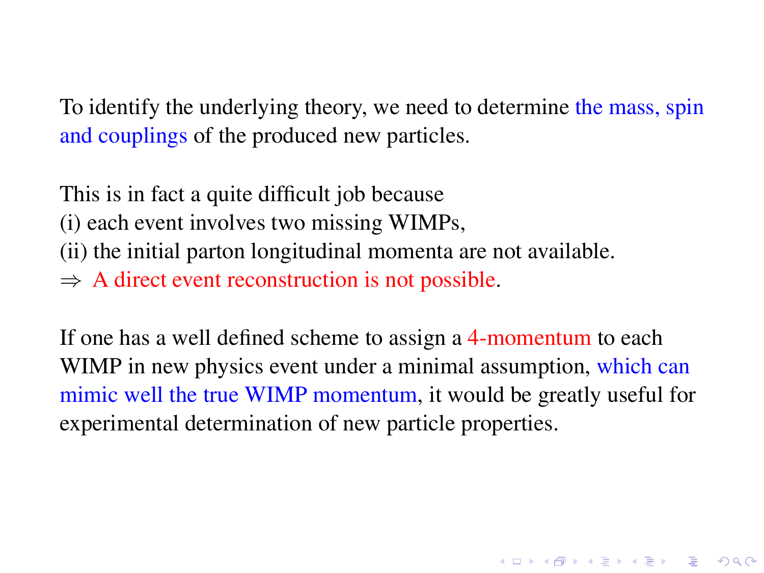To identify the underlying theory, we need to determine the mass, spin and couplings of the produced new particles.

This is in fact a quite difficult job because
(i) each event involves two missing WIMPs,
(ii) the initial parton longitudinal momenta are not available.
$\Rightarrow$ A direct event reconstruction is not possible.

If one has a well defined scheme to assign a 4-momentum to each WIMP in new physics event under a minimal assumption, which can mimic well the true WIMP momentum, it would be greatly useful for experimental determination of new particle properties.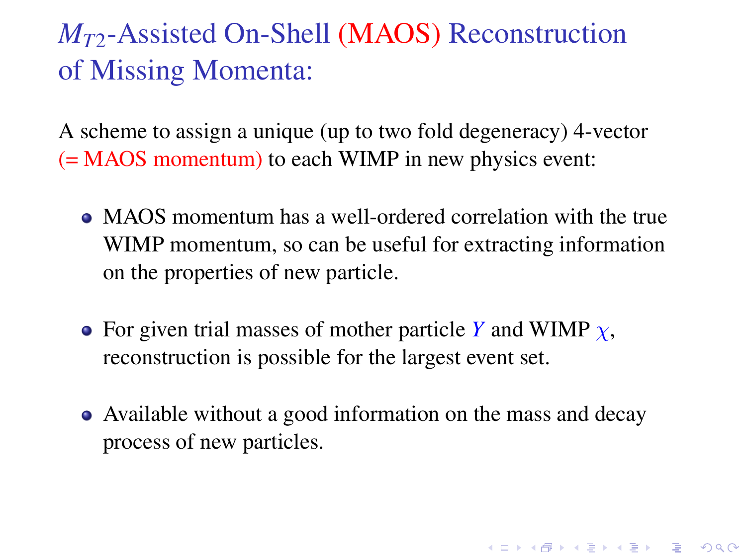# $M_{T2}$-Assisted On-Shell (MAOS) Reconstruction of Missing Momenta:

A scheme to assign a unique (up to two fold degeneracy) 4-vector (= MAOS momentum) to each WIMP in new physics event:

- MAOS momentum has a well-ordered correlation with the true WIMP momentum, so can be useful for extracting information on the properties of new particle.
- For given trial masses of mother particle $Y$ and WIMP $\chi$, reconstruction is possible for the largest event set.
- Available without a good information on the mass and decay process of new particles.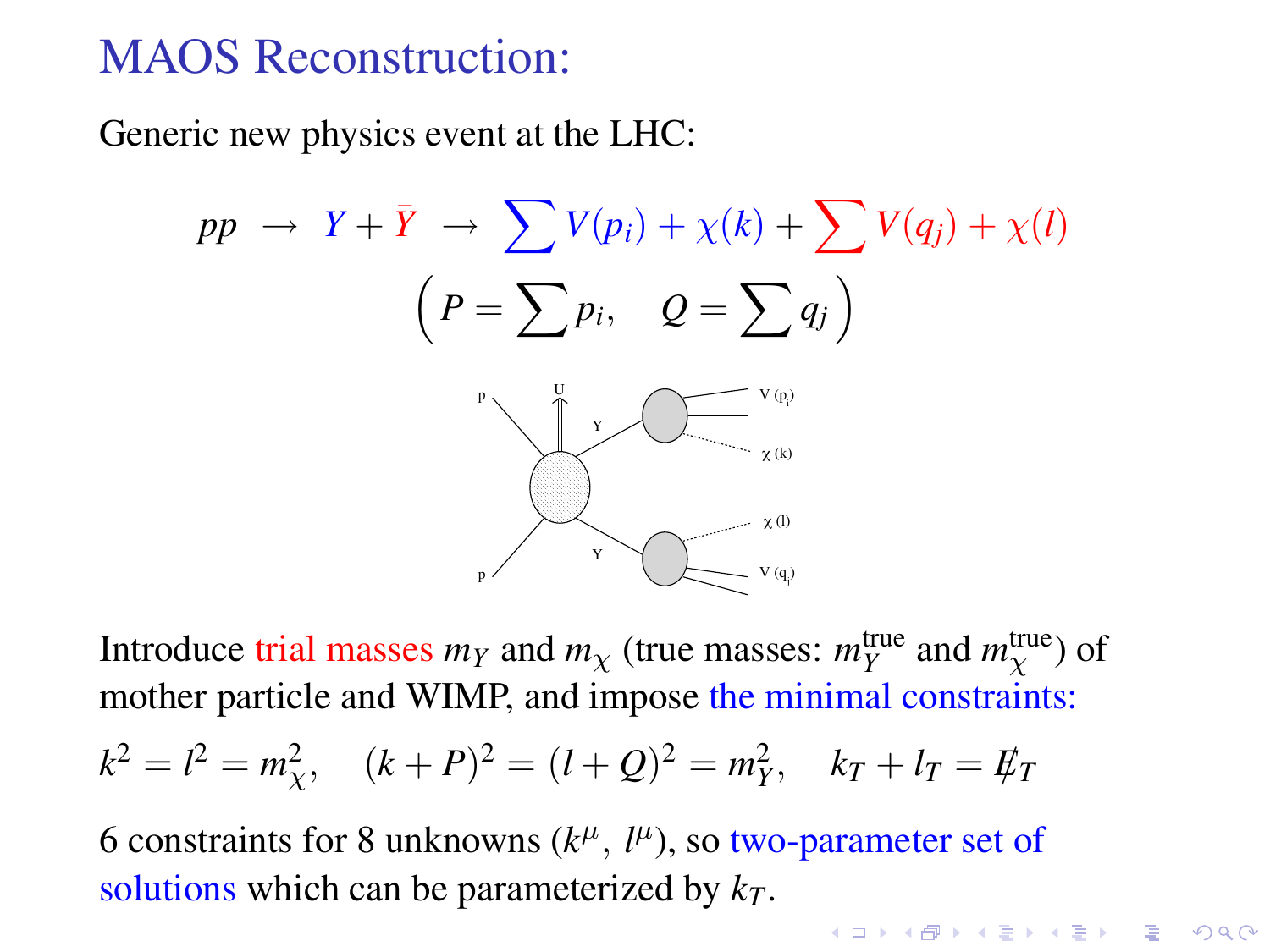# MAOS Reconstruction:

Generic new physics event at the LHC:

$$pp \;\rightarrow\; Y + \bar{Y} \;\rightarrow\; \sum V(p_i) + \chi(k) + \sum V(q_j) + \chi(l)$$

$$\left( P = \sum p_i, \quad Q = \sum q_j \right)$$

Introduce trial masses $m_Y$ and $m_\chi$ (true masses: $m_Y^{\rm true}$ and $m_\chi^{\rm true}$) of mother particle and WIMP, and impose the minimal constraints:

$$k^2 = l^2 = m_\chi^2, \quad (k+P)^2 = (l+Q)^2 = m_Y^2, \quad k_T + l_T = \not{E}_T$$

6 constraints for 8 unknowns ($k^\mu$, $l^\mu$), so two-parameter set of solutions which can be parameterized by $k_T$.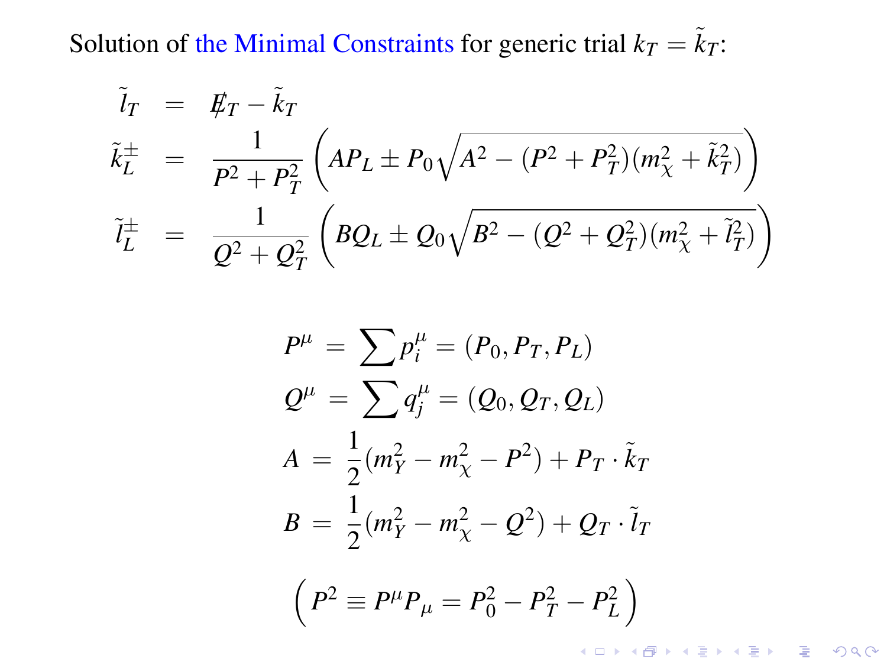Solution of the Minimal Constraints for generic trial $k_T = \tilde{k}_T$:

$$
\begin{aligned}
\tilde{l}_T &= \not{E}_T - \tilde{k}_T \\
\tilde{k}_L^{\pm} &= \frac{1}{P^2 + P_T^2}\left(AP_L \pm P_0\sqrt{A^2 - (P^2 + P_T^2)(m_\chi^2 + \tilde{k}_T^2)}\right) \\
\tilde{l}_L^{\pm} &= \frac{1}{Q^2 + Q_T^2}\left(BQ_L \pm Q_0\sqrt{B^2 - (Q^2 + Q_T^2)(m_\chi^2 + \tilde{l}_T^2)}\right)
\end{aligned}
$$

$$
\begin{aligned}
P^\mu &= \sum p_i^\mu = (P_0, P_T, P_L) \\
Q^\mu &= \sum q_j^\mu = (Q_0, Q_T, Q_L) \\
A &= \frac{1}{2}(m_Y^2 - m_\chi^2 - P^2) + P_T \cdot \tilde{k}_T \\
B &= \frac{1}{2}(m_Y^2 - m_\chi^2 - Q^2) + Q_T \cdot \tilde{l}_T
\end{aligned}
$$

$$
\left( P^2 \equiv P^\mu P_\mu = P_0^2 - P_T^2 - P_L^2 \right)
$$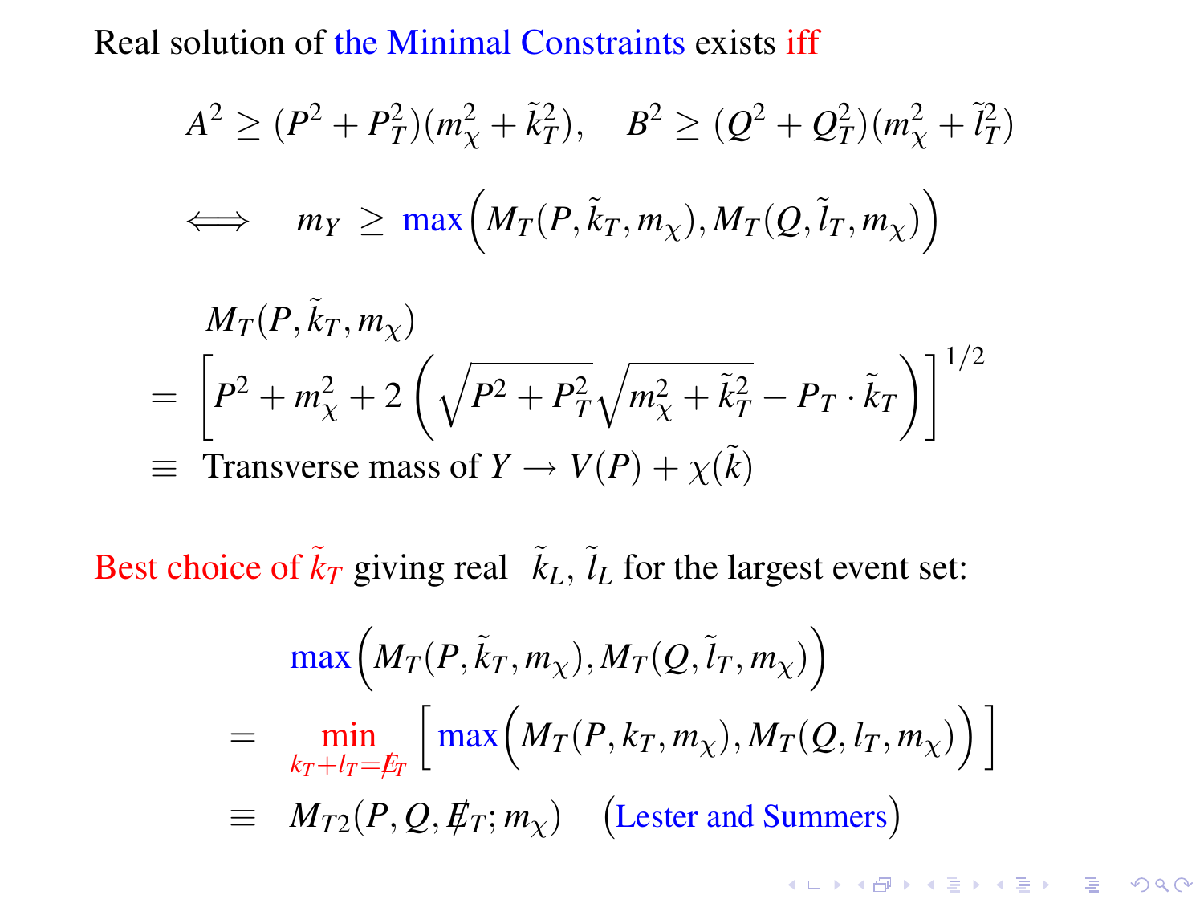Real solution of the Minimal Constraints exists iff

$$A^2 \geq (P^2 + P_T^2)(m_\chi^2 + \tilde{k}_T^2), \quad B^2 \geq (Q^2 + Q_T^2)(m_\chi^2 + \tilde{l}_T^2)$$

$$\Longleftrightarrow \quad m_Y \geq \max\Big(M_T(P, \tilde{k}_T, m_\chi), M_T(Q, \tilde{l}_T, m_\chi)\Big)$$

$$\begin{aligned}
& M_T(P, \tilde{k}_T, m_\chi) \\
= & \left[P^2 + m_\chi^2 + 2\left(\sqrt{P^2 + P_T^2}\sqrt{m_\chi^2 + \tilde{k}_T^2} - P_T \cdot \tilde{k}_T\right)\right]^{1/2} \\
\equiv & \text{ Transverse mass of } Y \to V(P) + \chi(\tilde{k})
\end{aligned}$$

Best choice of $\tilde{k}_T$ giving real $\tilde{k}_L$, $\tilde{l}_L$ for the largest event set:

$$\begin{aligned}
& \max\Big(M_T(P, \tilde{k}_T, m_\chi), M_T(Q, \tilde{l}_T, m_\chi)\Big) \\
= & \min_{k_T + l_T = \not{E}_T} \left[\max\Big(M_T(P, k_T, m_\chi), M_T(Q, l_T, m_\chi)\Big)\right] \\
\equiv & \; M_{T2}(P, Q, \not{E}_T; m_\chi) \quad \text{(Lester and Summers)}
\end{aligned}$$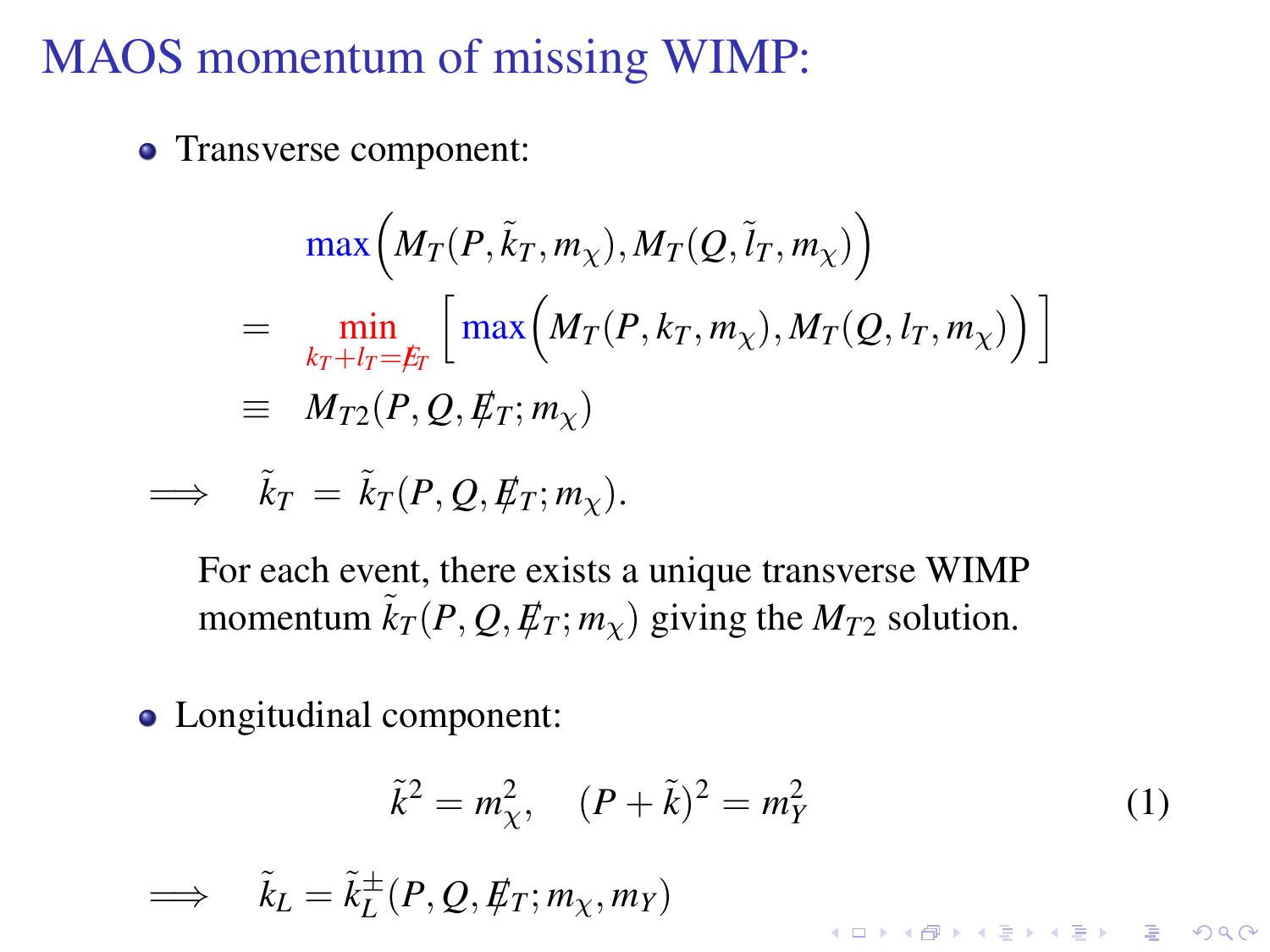# MAOS momentum of missing WIMP:

- Transverse component:

$$
\begin{aligned}
& \max\Big(M_T(P,\tilde{k}_T,m_\chi), M_T(Q,\tilde{l}_T,m_\chi)\Big) \\
= & \min_{k_T+l_T=\not{E}_T} \Big[ \max\Big(M_T(P,k_T,m_\chi), M_T(Q,l_T,m_\chi)\Big) \Big] \\
\equiv & \; M_{T2}(P,Q,\not{E}_T;m_\chi)
\end{aligned}
$$

$$
\Longrightarrow \quad \tilde{k}_T = \tilde{k}_T(P,Q,\not{E}_T;m_\chi).
$$

For each event, there exists a unique transverse WIMP momentum $\tilde{k}_T(P,Q,\not{E}_T;m_\chi)$ giving the $M_{T2}$ solution.

- Longitudinal component:

$$
\tilde{k}^2 = m_\chi^2, \quad (P+\tilde{k})^2 = m_Y^2 \tag{1}
$$

$$
\Longrightarrow \quad \tilde{k}_L = \tilde{k}_L^{\pm}(P,Q,\not{E}_T;m_\chi,m_Y)
$$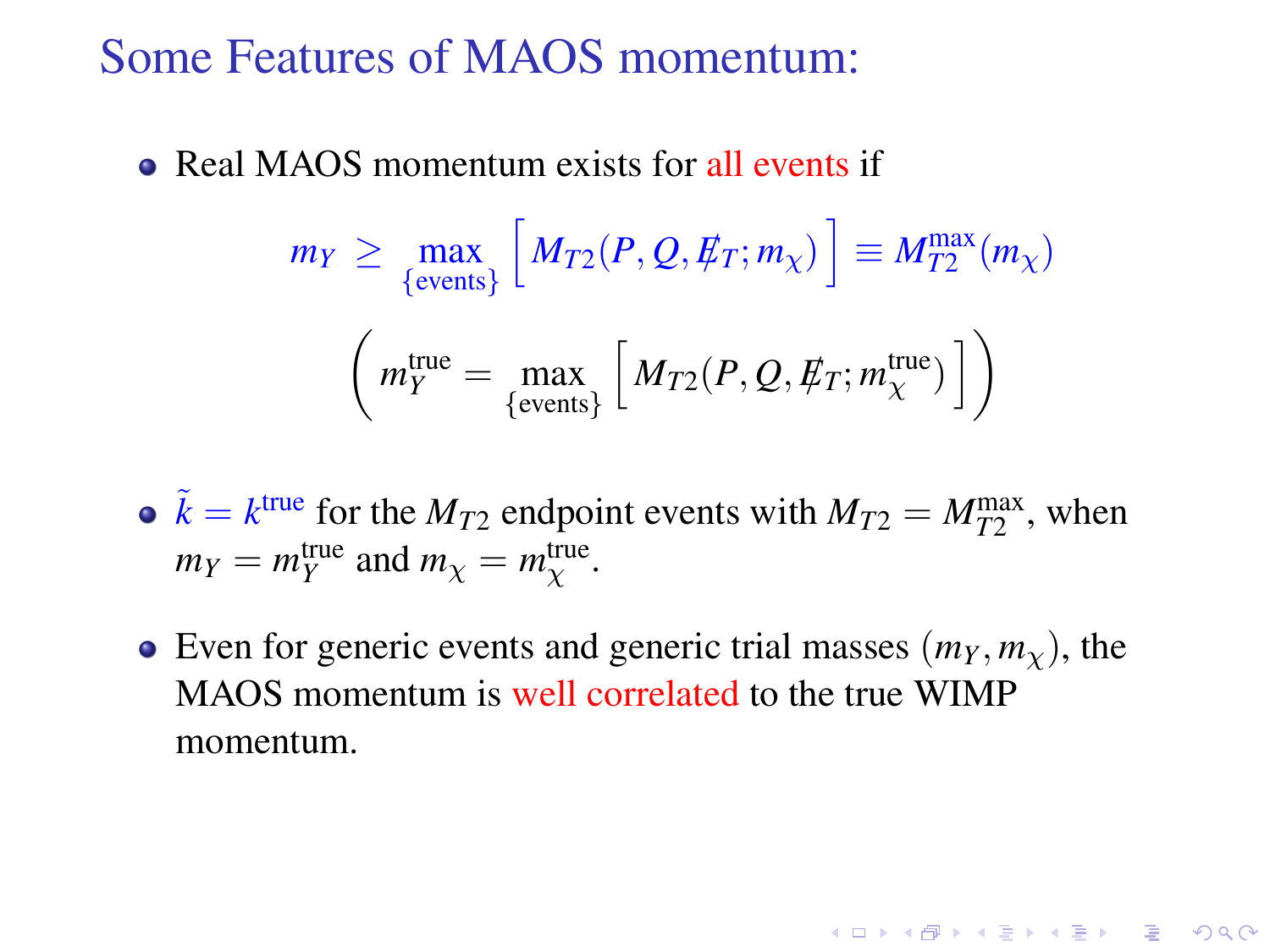# Some Features of MAOS momentum:

- Real MAOS momentum exists for all events if

$$m_Y \geq \max_{\{\text{events}\}} \left[ M_{T2}(P, Q, \not{E}_T; m_\chi) \right] \equiv M_{T2}^{\max}(m_\chi)$$

$$\left( m_Y^{\text{true}} = \max_{\{\text{events}\}} \left[ M_{T2}(P, Q, \not{E}_T; m_\chi^{\text{true}}) \right] \right)$$

- $\tilde{k} = k^{\text{true}}$ for the $M_{T2}$ endpoint events with $M_{T2} = M_{T2}^{\max}$, when $m_Y = m_Y^{\text{true}}$ and $m_\chi = m_\chi^{\text{true}}$.

- Even for generic events and generic trial masses $(m_Y, m_\chi)$, the MAOS momentum is well correlated to the true WIMP momentum.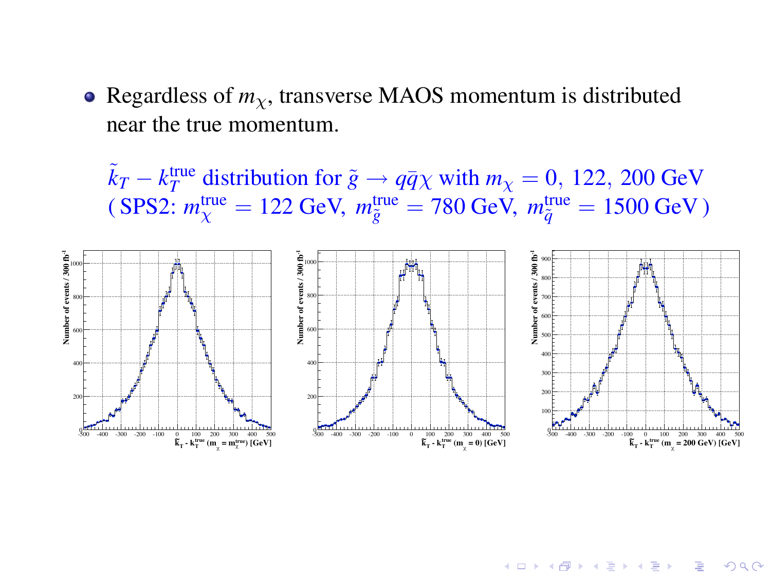- Regardless of $m_\chi$, transverse MAOS momentum is distributed near the true momentum.

$\tilde{k}_T - k_T^{\text{true}}$ distribution for $\tilde{g} \to q\bar{q}\chi$ with $m_\chi = 0,\ 122,\ 200$ GeV ( SPS2: $m_\chi^{\text{true}} = 122$ GeV, $m_{\tilde{g}}^{\text{true}} = 780$ GeV, $m_{\tilde{q}}^{\text{true}} = 1500$ GeV )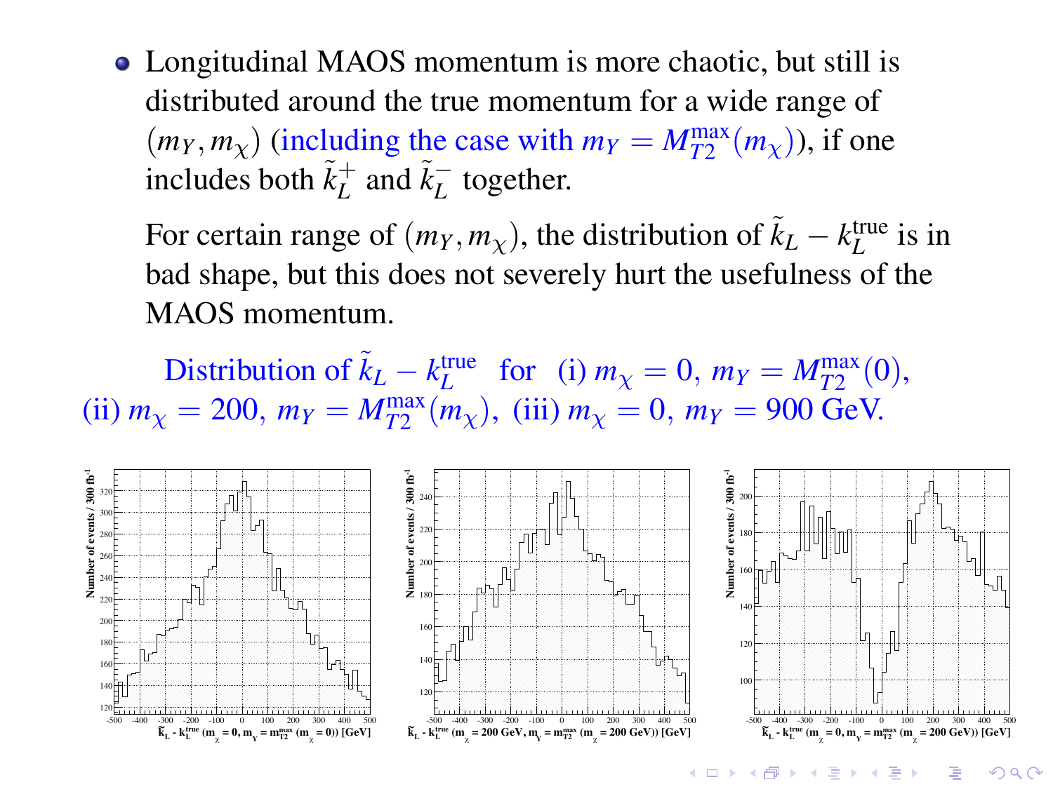- Longitudinal MAOS momentum is more chaotic, but still is distributed around the true momentum for a wide range of $(m_Y, m_\chi)$ (including the case with $m_Y = M_{T2}^{\rm max}(m_\chi)$), if one includes both $\tilde{k}_L^+$ and $\tilde{k}_L^-$ together.

  For certain range of $(m_Y, m_\chi)$, the distribution of $\tilde{k}_L - k_L^{\rm true}$ is in bad shape, but this does not severely hurt the usefulness of the MAOS momentum.

Distribution of $\tilde{k}_L - k_L^{\rm true}$ for (i) $m_\chi = 0$, $m_Y = M_{T2}^{\rm max}(0)$, (ii) $m_\chi = 200$, $m_Y = M_{T2}^{\rm max}(m_\chi)$, (iii) $m_\chi = 0$, $m_Y = 900$ GeV.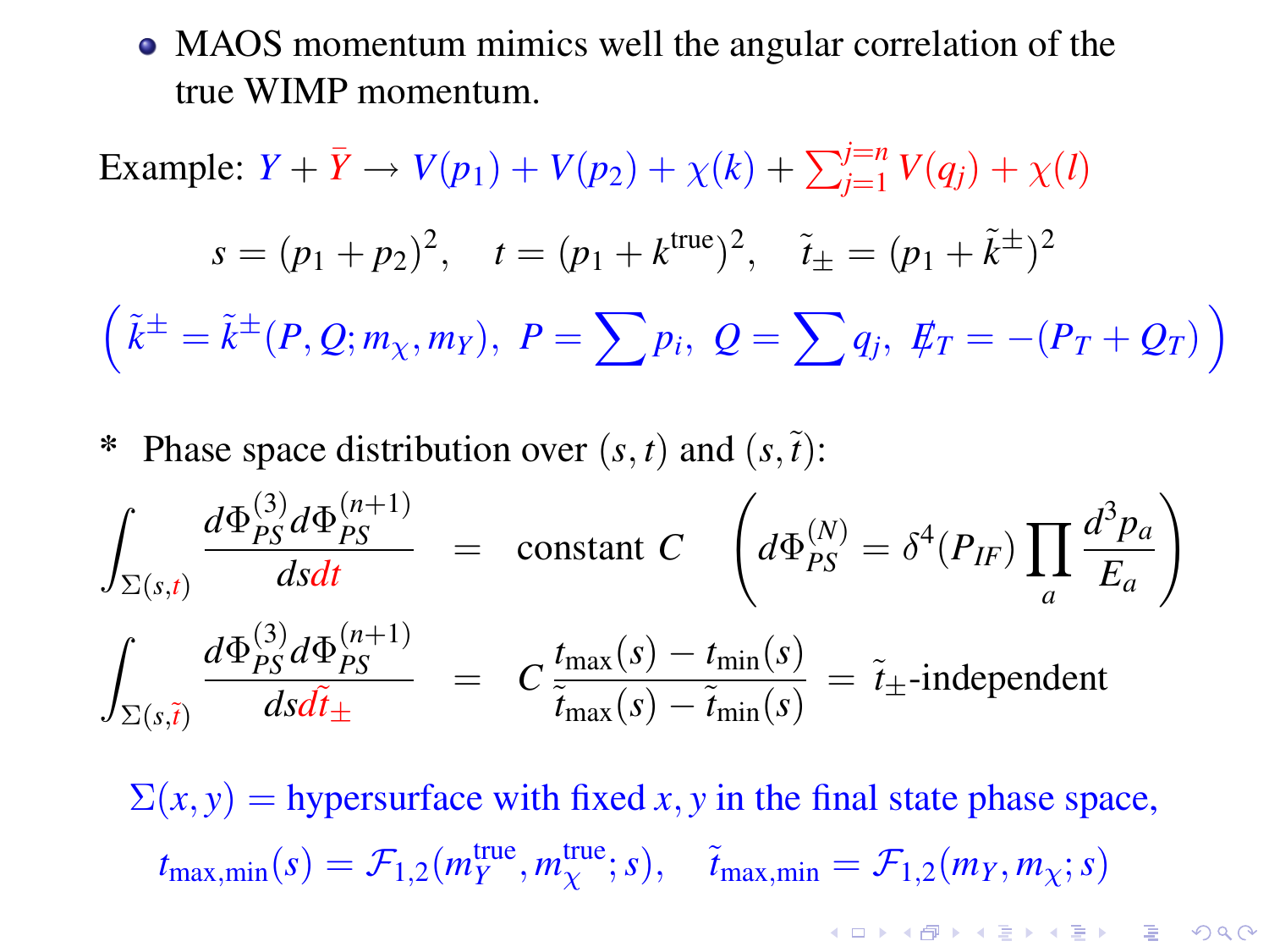- MAOS momentum mimics well the angular correlation of the true WIMP momentum.

Example: $Y + \bar{Y} \to V(p_1) + V(p_2) + \chi(k) + \sum_{j=1}^{j=n} V(q_j) + \chi(l)$

$$s = (p_1 + p_2)^2, \quad t = (p_1 + k^{\text{true}})^2, \quad \tilde{t}_{\pm} = (p_1 + \tilde{k}^{\pm})^2$$

$$\left( \tilde{k}^{\pm} = \tilde{k}^{\pm}(P, Q; m_\chi, m_Y), \ P = \sum p_i, \ Q = \sum q_j, \ \not{E}_T = -(P_T + Q_T) \right)$$

* Phase space distribution over $(s, t)$ and $(s, \tilde{t})$:

$$\int_{\Sigma(s,t)} \frac{d\Phi_{PS}^{(3)} d\Phi_{PS}^{(n+1)}}{ds\,dt} = \text{constant } C \qquad \left( d\Phi_{PS}^{(N)} = \delta^4(P_{IF}) \prod_a \frac{d^3 p_a}{E_a} \right)$$

$$\int_{\Sigma(s,\tilde{t})} \frac{d\Phi_{PS}^{(3)} d\Phi_{PS}^{(n+1)}}{ds\,d\tilde{t}_{\pm}} = C \, \frac{t_{\max}(s) - t_{\min}(s)}{\tilde{t}_{\max}(s) - \tilde{t}_{\min}(s)} = \tilde{t}_{\pm}\text{-independent}$$

$\Sigma(x, y)$ = hypersurface with fixed $x, y$ in the final state phase space,

$$t_{\max,\min}(s) = \mathcal{F}_{1,2}(m_Y^{\text{true}}, m_\chi^{\text{true}}; s), \quad \tilde{t}_{\max,\min} = \mathcal{F}_{1,2}(m_Y, m_\chi; s)$$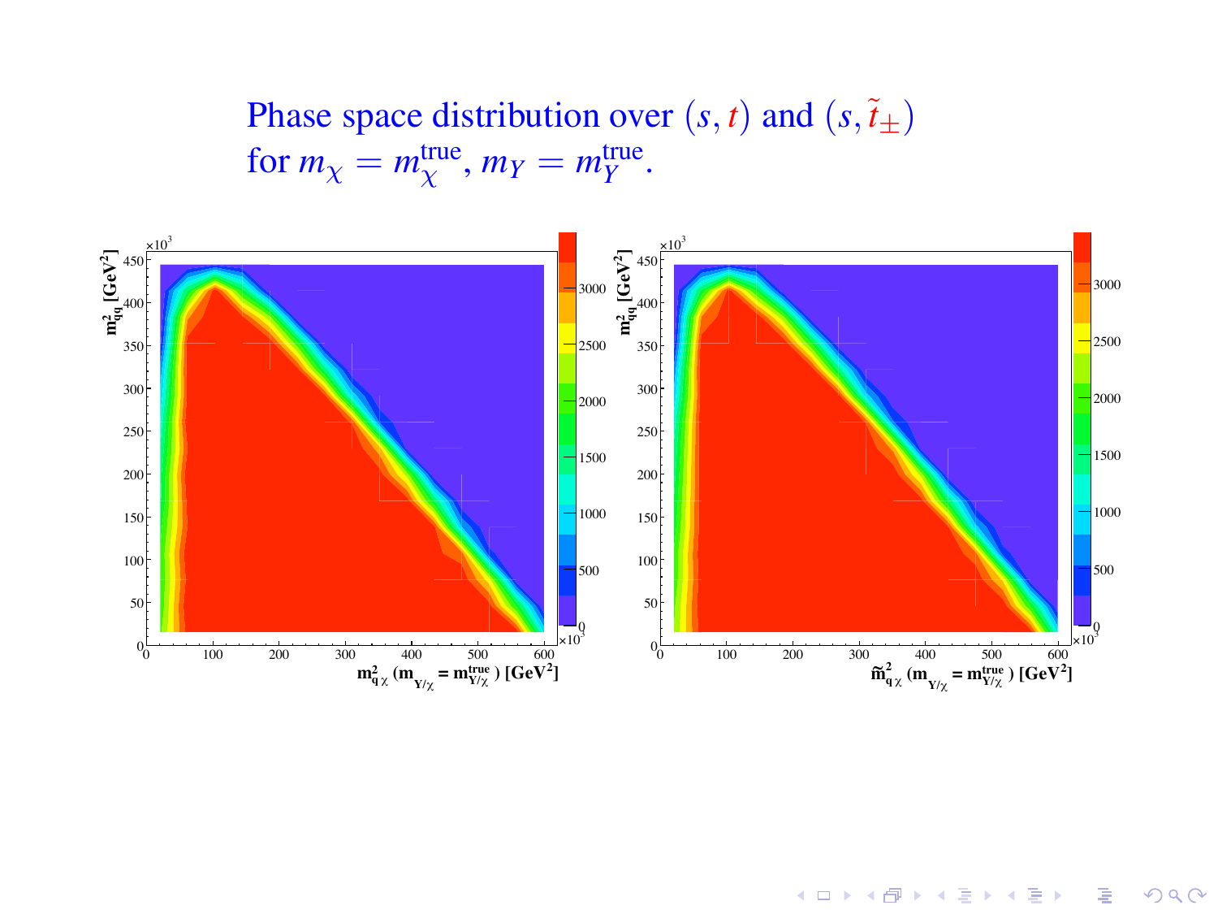# Phase space distribution over $(s, t)$ and $(s, \tilde{t}_{\pm})$ for $m_\chi = m_\chi^{\text{true}}$, $m_Y = m_Y^{\text{true}}$.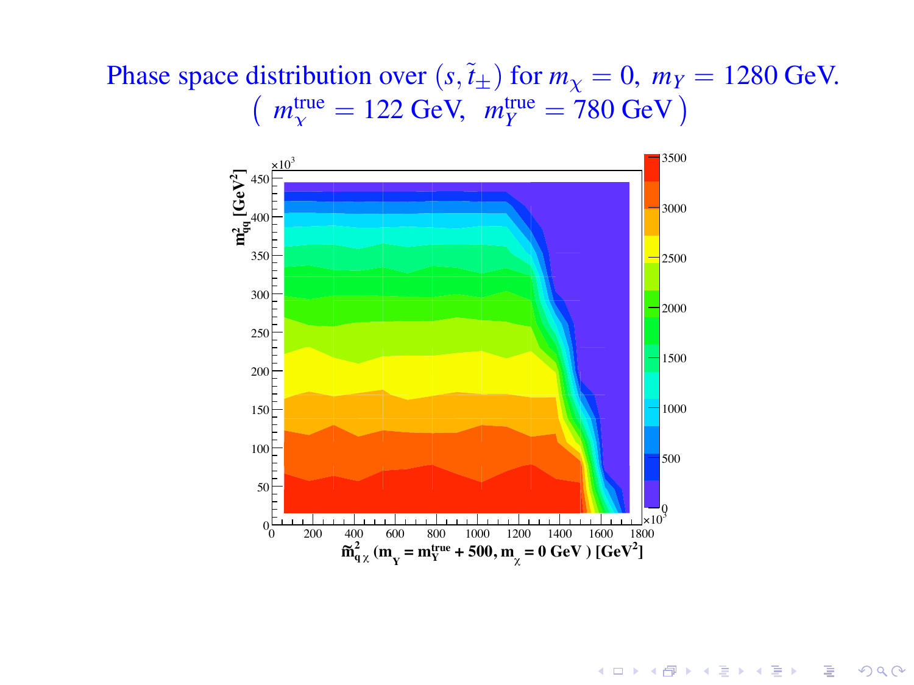# Phase space distribution over $(s, \tilde{t}_{\pm})$ for $m_\chi = 0,\ m_Y = 1280$ GeV. $\left(\ m_\chi^{\text{true}} = 122 \text{ GeV},\ \ m_Y^{\text{true}} = 780 \text{ GeV}\ \right)$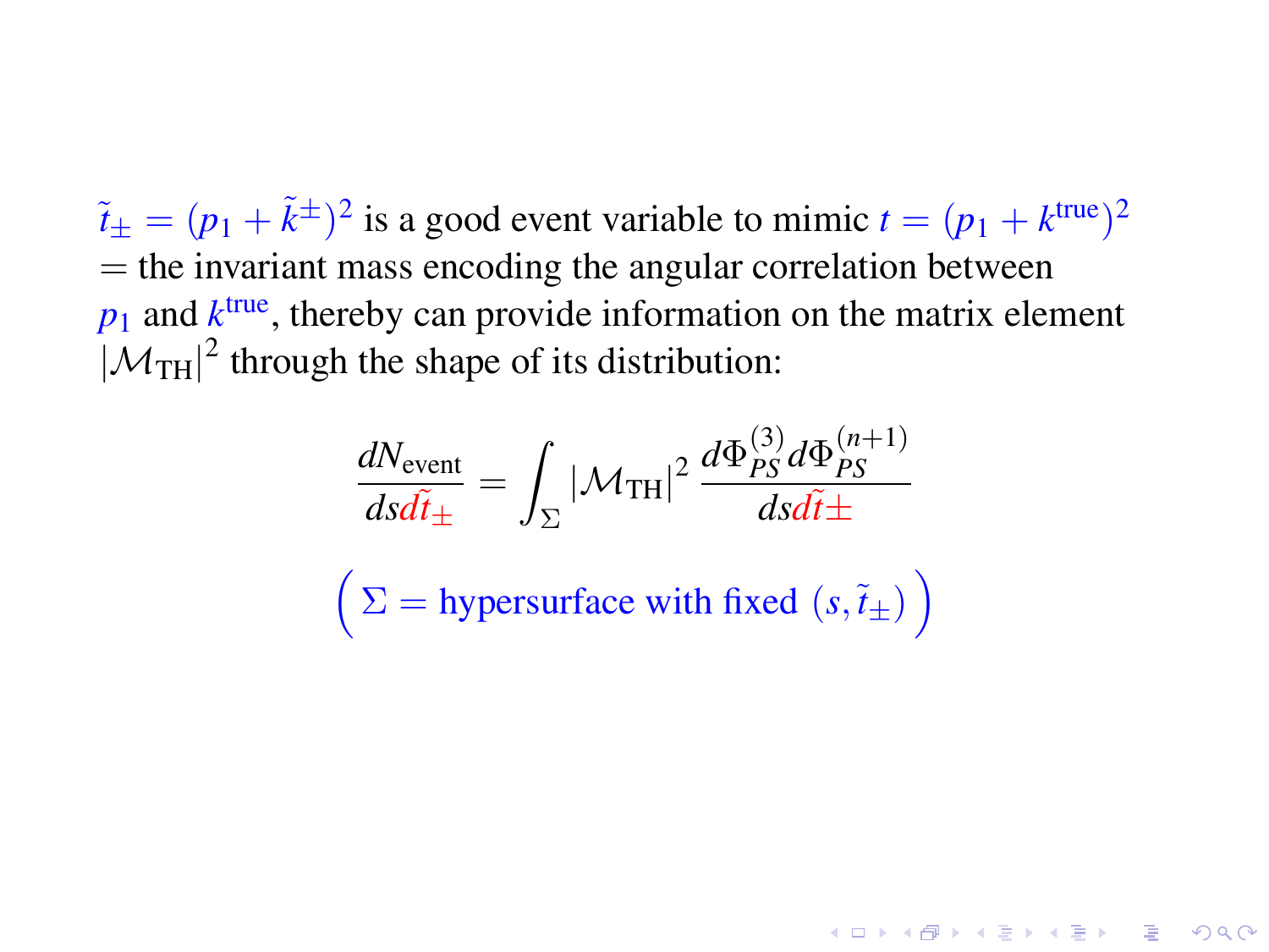$\tilde{t}_\pm = (p_1 + \tilde{k}^\pm)^2$ is a good event variable to mimic $t = (p_1 + k^{\text{true}})^2$ = the invariant mass encoding the angular correlation between $p_1$ and $k^{\text{true}}$, thereby can provide information on the matrix element $|\mathcal{M}_{\text{TH}}|^2$ through the shape of its distribution:

$$\frac{dN_{\text{event}}}{ds\,d\tilde{t}_\pm} = \int_\Sigma |\mathcal{M}_{\text{TH}}|^2 \, \frac{d\Phi_{PS}^{(3)} d\Phi_{PS}^{(n+1)}}{ds\,d\tilde{t}\pm}$$

$$\Big( \Sigma = \text{hypersurface with fixed } (s, \tilde{t}_\pm) \Big)$$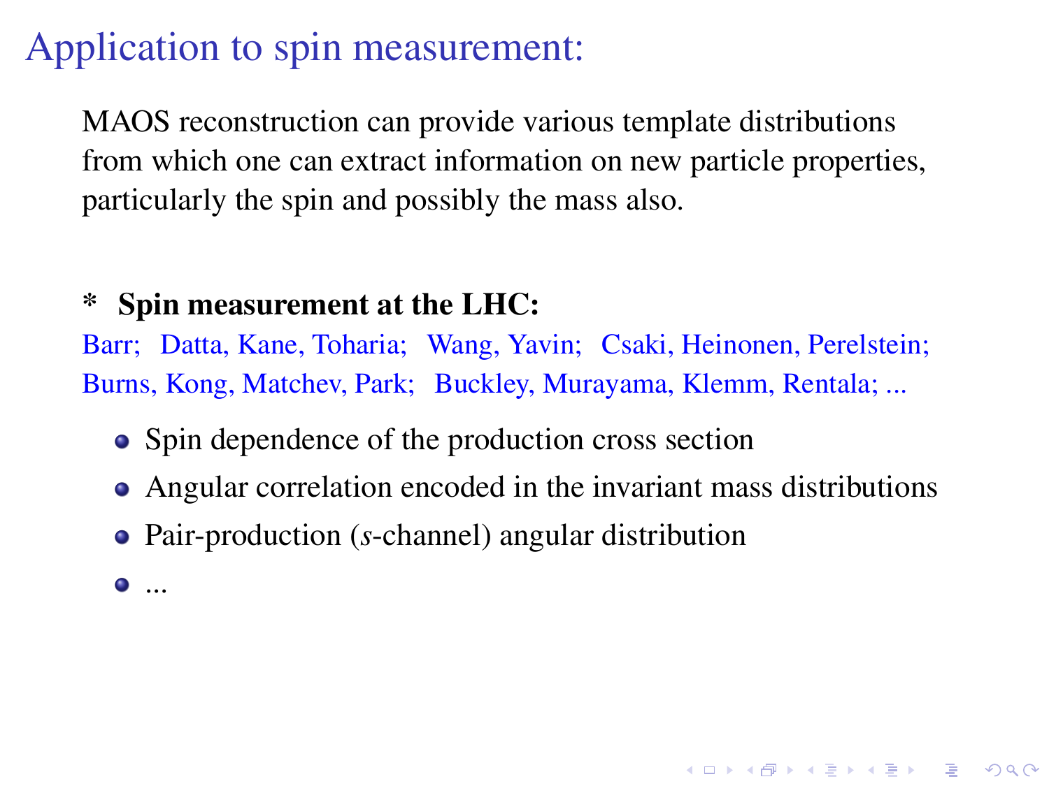# Application to spin measurement:

MAOS reconstruction can provide various template distributions from which one can extract information on new particle properties, particularly the spin and possibly the mass also.

* **Spin measurement at the LHC:**

Barr; Datta, Kane, Toharia; Wang, Yavin; Csaki, Heinonen, Perelstein; Burns, Kong, Matchev, Park; Buckley, Murayama, Klemm, Rentala; ...

- Spin dependence of the production cross section
- Angular correlation encoded in the invariant mass distributions
- Pair-production ($s$-channel) angular distribution
- ...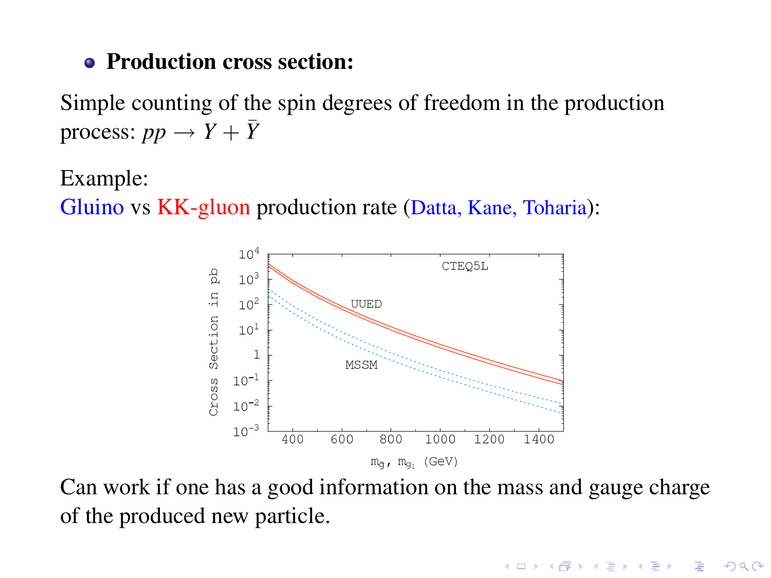- **Production cross section:**

Simple counting of the spin degrees of freedom in the production process: $pp \to Y + \bar{Y}$

Example:
Gluino vs KK-gluon production rate (Datta, Kane, Toharia):

Can work if one has a good information on the mass and gauge charge of the produced new particle.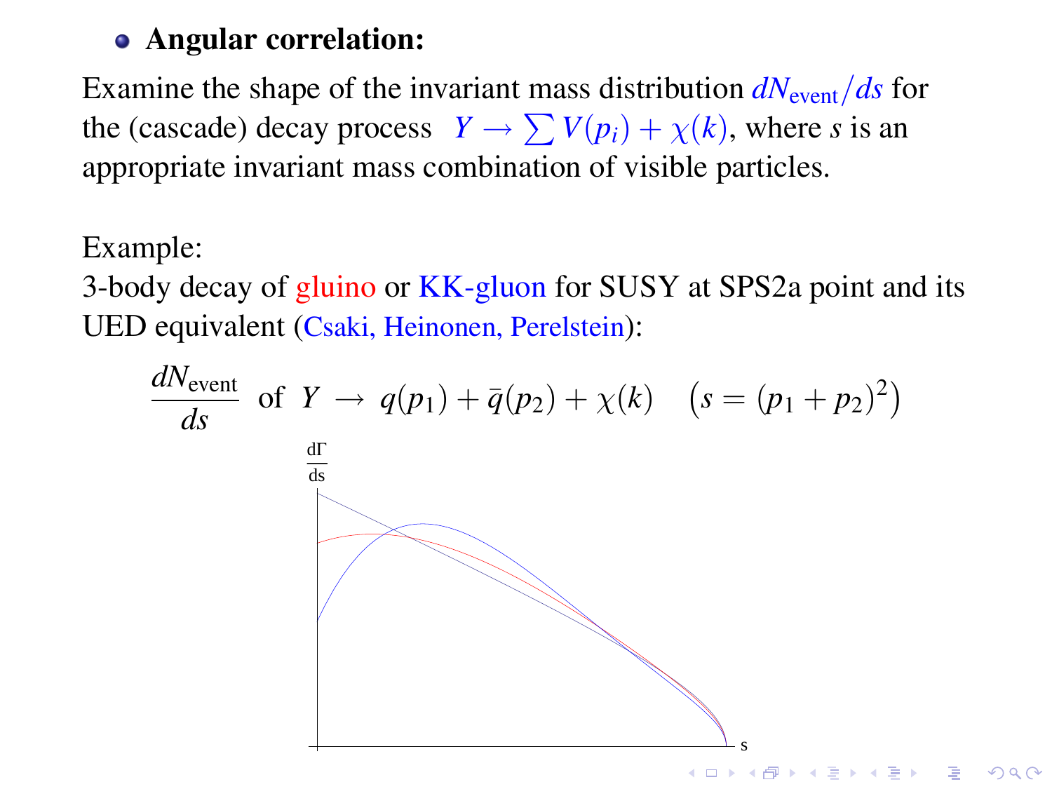- **Angular correlation:**

Examine the shape of the invariant mass distribution $dN_{\text{event}}/ds$ for the (cascade) decay process $Y \to \sum V(p_i) + \chi(k)$, where $s$ is an appropriate invariant mass combination of visible particles.

Example:
3-body decay of gluino or KK-gluon for SUSY at SPS2a point and its UED equivalent (Csaki, Heinonen, Perelstein):

$$\frac{dN_{\text{event}}}{ds} \text{ of } Y \to q(p_1) + \bar{q}(p_2) + \chi(k) \quad \left(s = (p_1 + p_2)^2\right)$$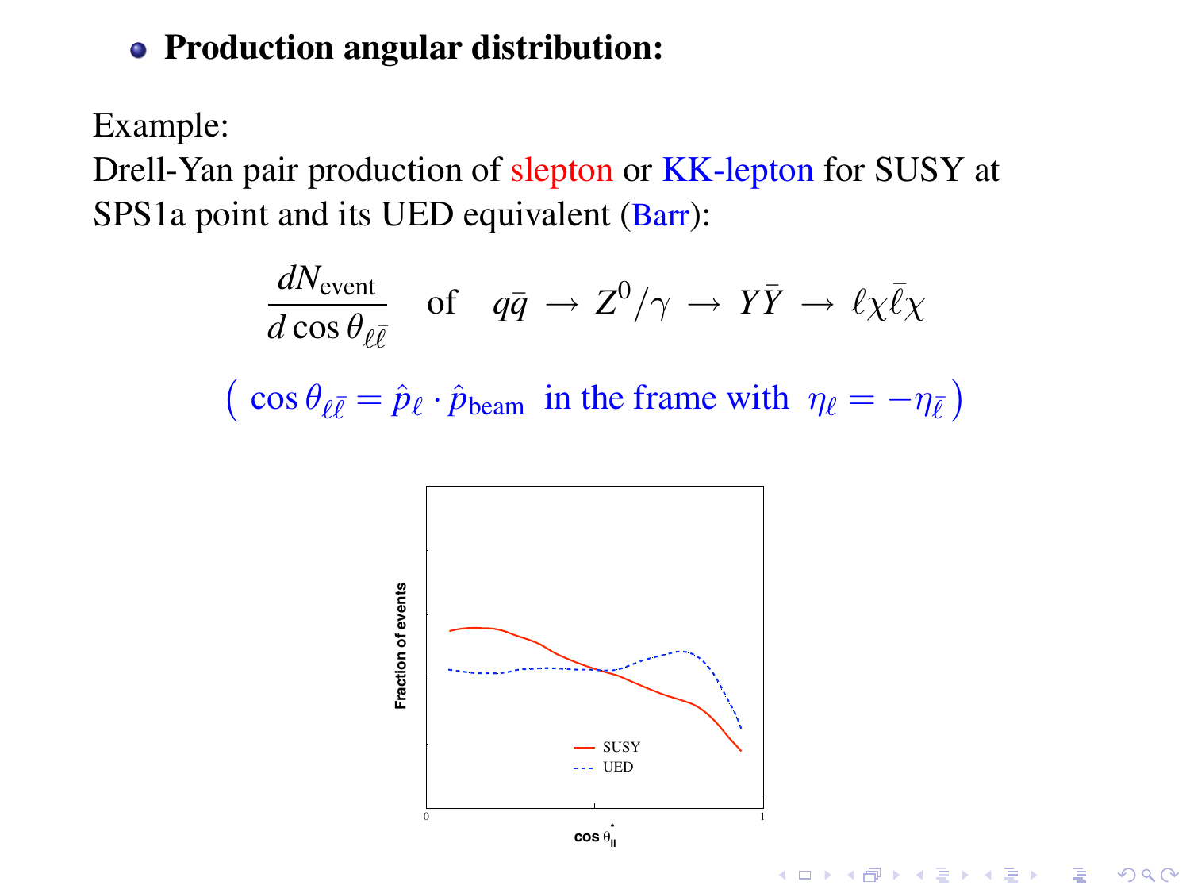- **Production angular distribution:**

Example:
Drell-Yan pair production of slepton or KK-lepton for SUSY at SPS1a point and its UED equivalent (Barr):

$$\frac{dN_{\text{event}}}{d\cos\theta_{\ell\bar{\ell}}} \quad \text{of} \quad q\bar{q} \to Z^0/\gamma \to Y\bar{Y} \to \ell\chi\bar{\ell}\chi$$

$\left( \cos\theta_{\ell\bar{\ell}} = \hat{p}_\ell \cdot \hat{p}_{\text{beam}} \text{ in the frame with } \eta_\ell = -\eta_{\bar{\ell}} \right)$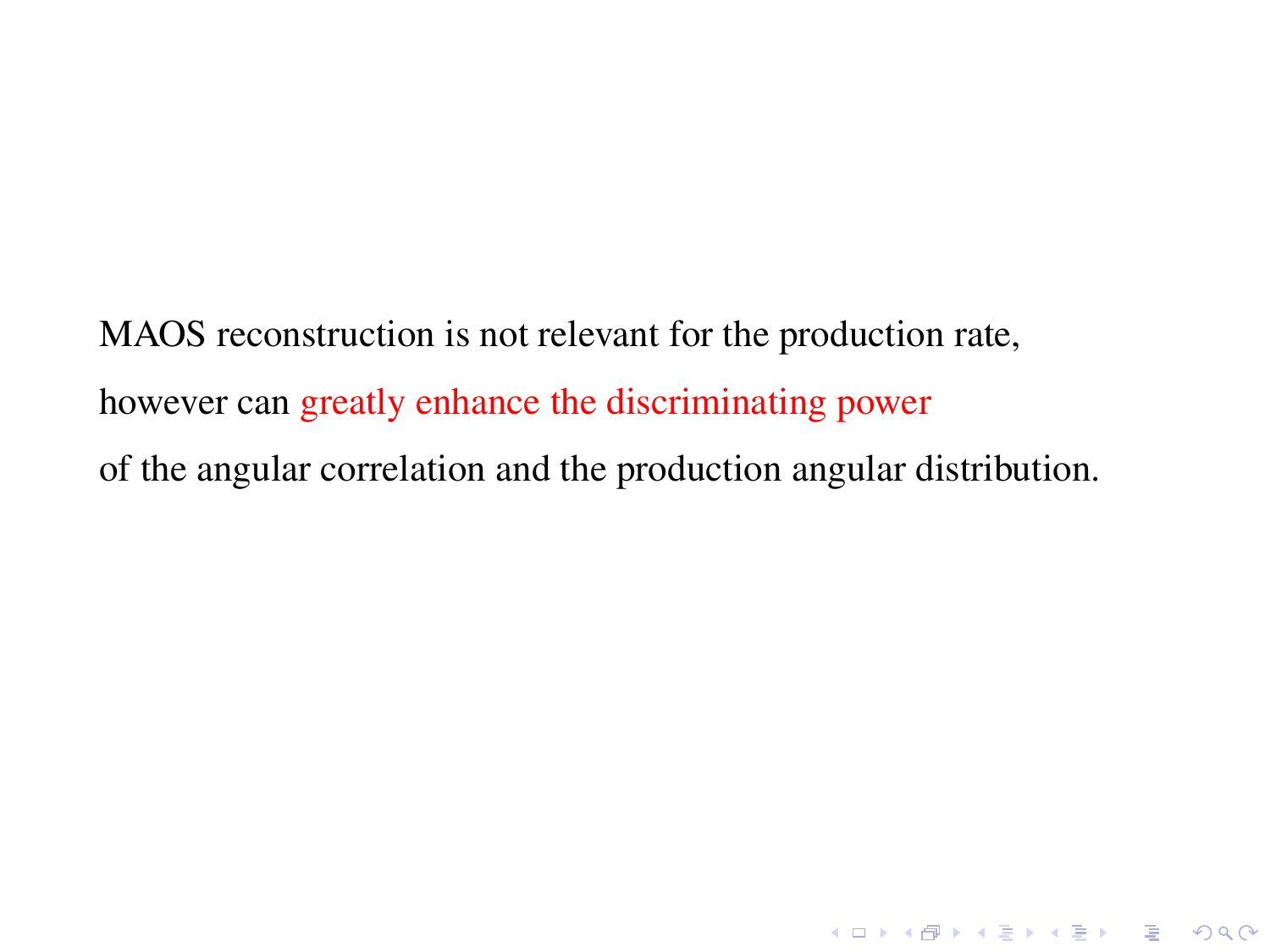MAOS reconstruction is not relevant for the production rate,

however can **greatly enhance the discriminating power**

of the angular correlation and the production angular distribution.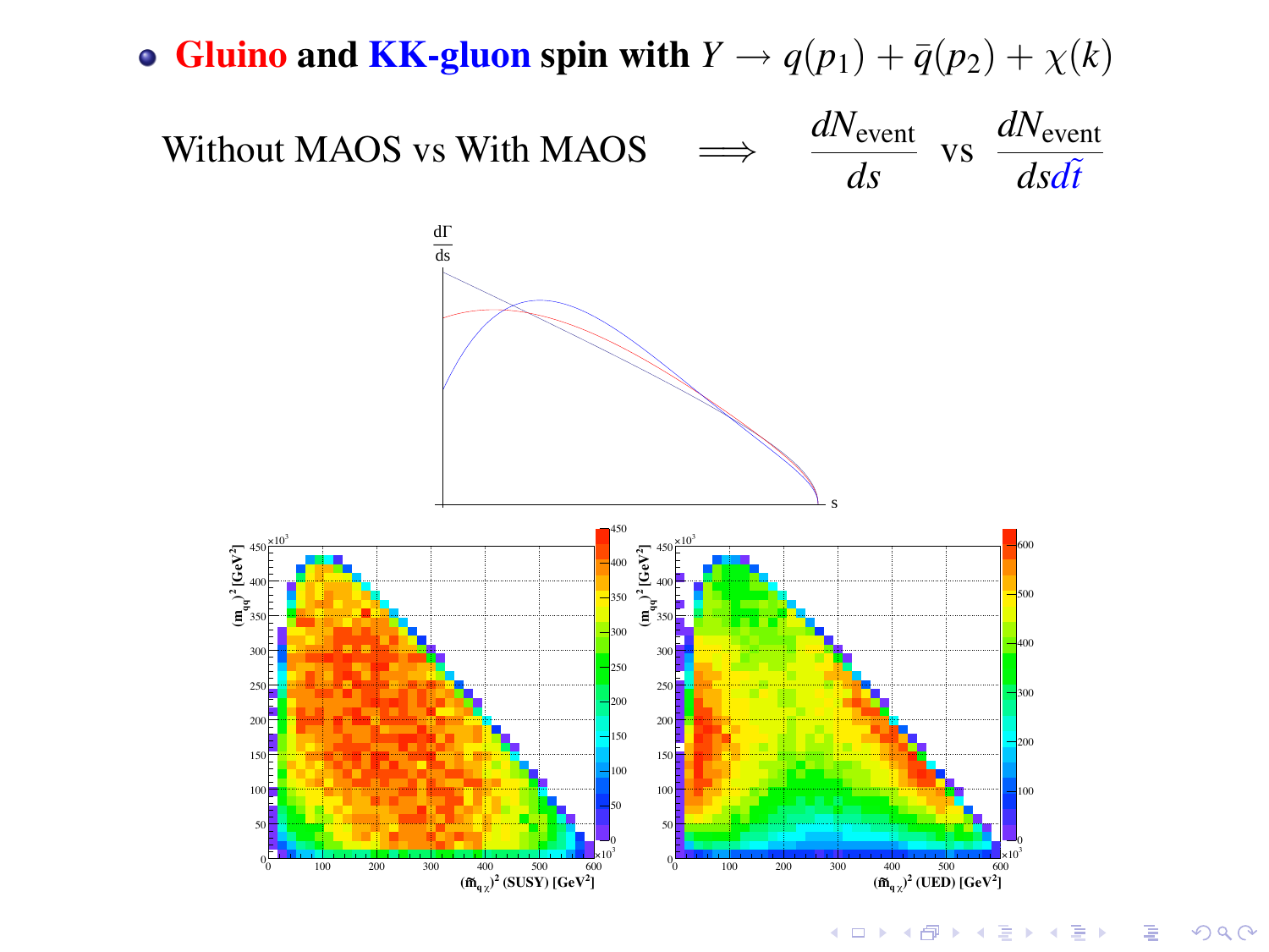- **Gluino and KK-gluon spin with $Y \to q(p_1) + \bar{q}(p_2) + \chi(k)$**

Without MAOS vs With MAOS $\quad \Longrightarrow \quad \dfrac{dN_{\text{event}}}{ds}$ vs $\dfrac{dN_{\text{event}}}{ds\,d\tilde{t}}$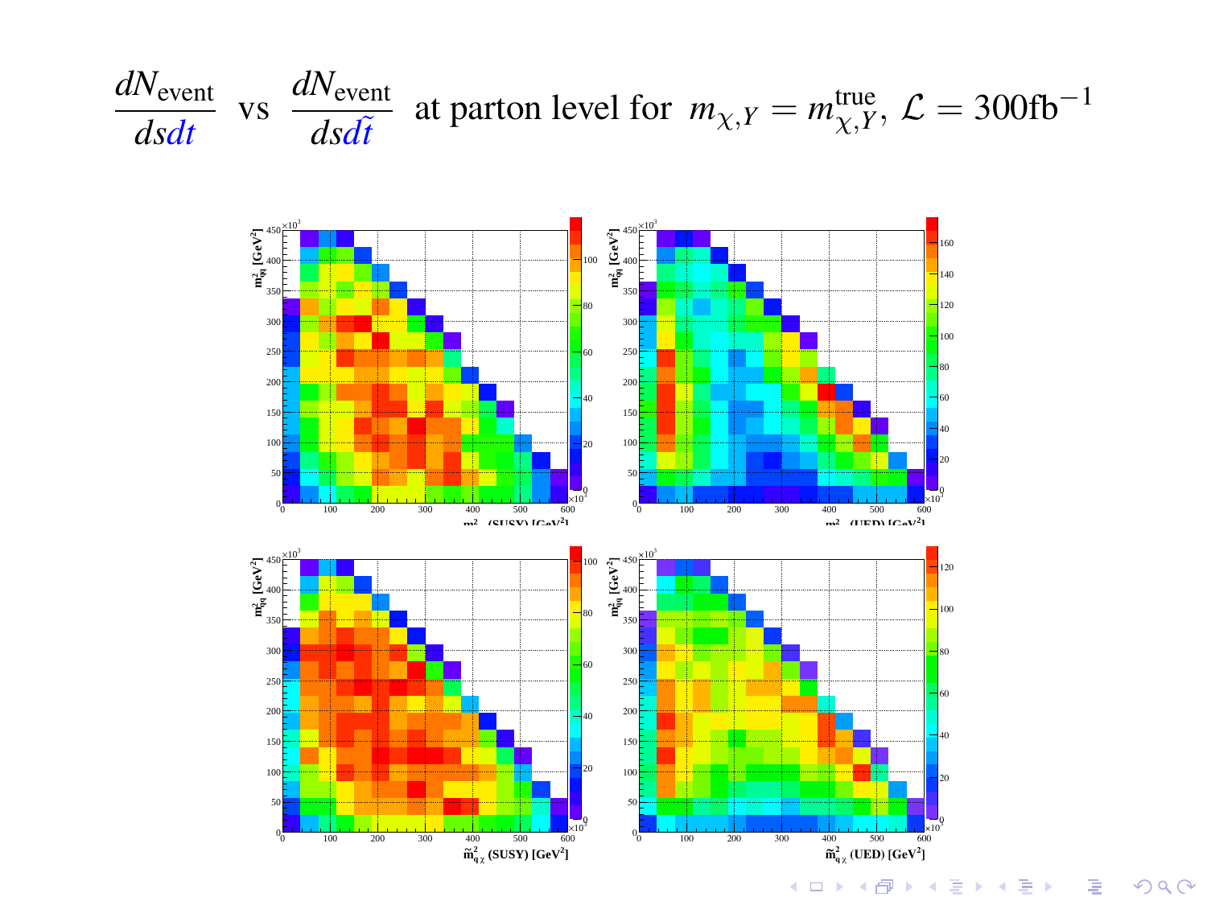# $\frac{dN_{\text{event}}}{ds\,dt}$ vs $\frac{dN_{\text{event}}}{ds\,d\tilde{t}}$ at parton level for $m_{\chi,Y} = m_{\chi,Y}^{\text{true}}$, $\mathcal{L} = 300\text{fb}^{-1}$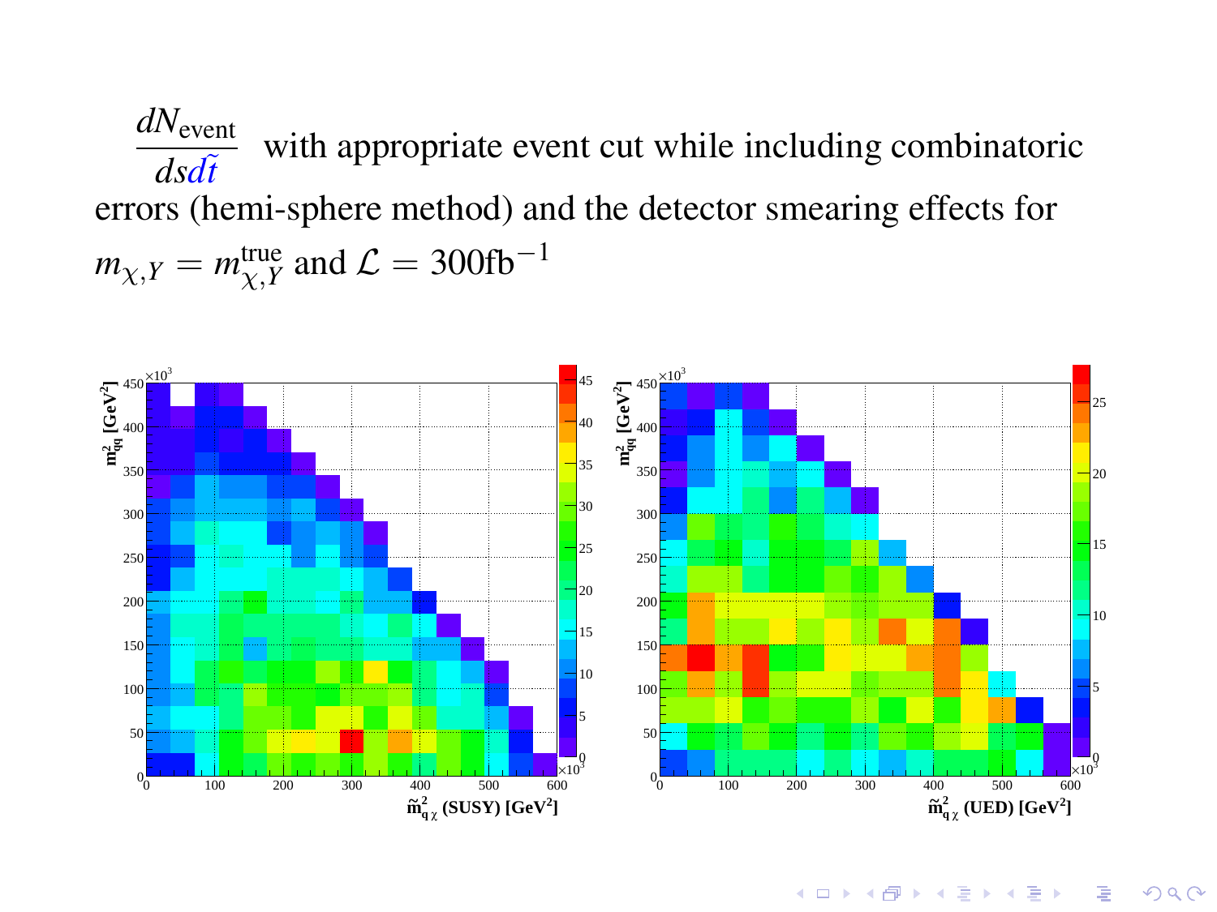$\frac{dN_{\text{event}}}{ds\,d\tilde{t}}$ with appropriate event cut while including combinatoric errors (hemi-sphere method) and the detector smearing effects for $m_{\chi,Y} = m_{\chi,Y}^{\text{true}}$ and $\mathcal{L} = 300\text{fb}^{-1}$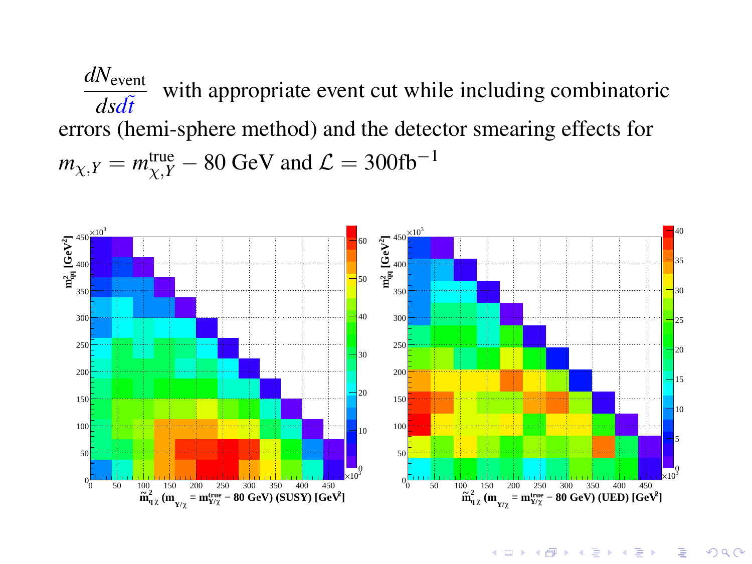$\frac{dN_{\text{event}}}{ds\tilde{dt}}$ with appropriate event cut while including combinatoric errors (hemi-sphere method) and the detector smearing effects for $m_{\chi,Y} = m_{\chi,Y}^{\text{true}} - 80$ GeV and $\mathcal{L} = 300\text{fb}^{-1}$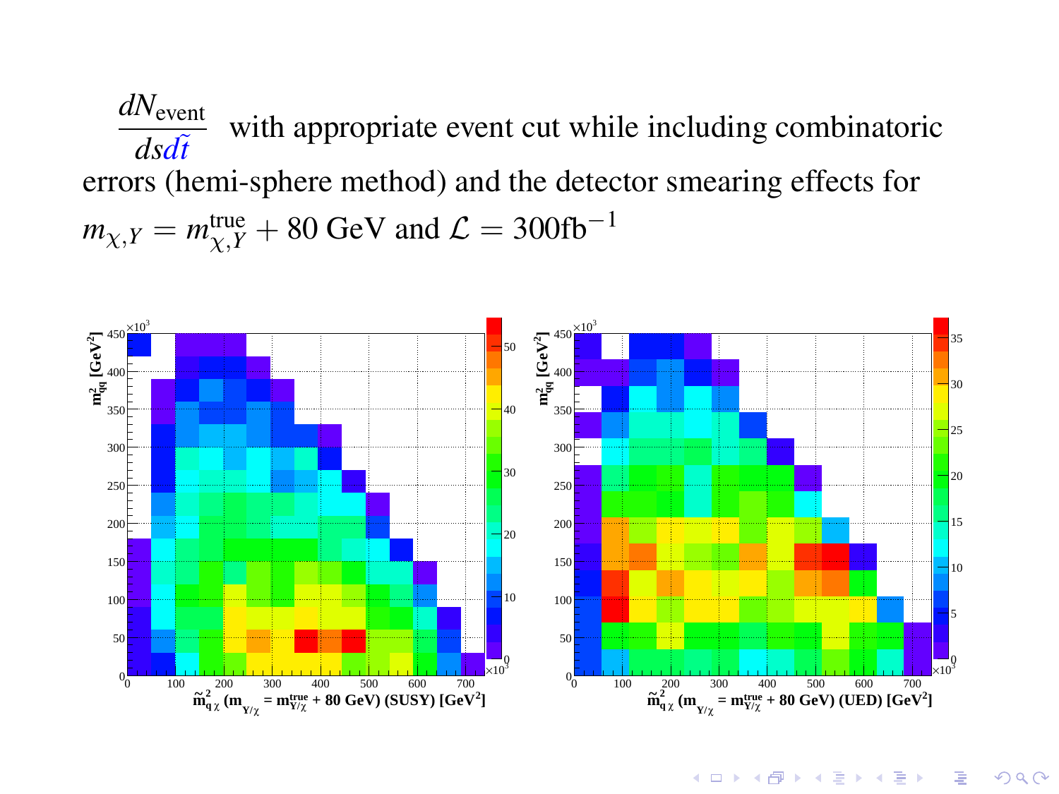$\frac{dN_{\text{event}}}{ds\tilde{dt}}$ with appropriate event cut while including combinatoric errors (hemi-sphere method) and the detector smearing effects for $m_{\chi,Y} = m^{\text{true}}_{\chi,Y} + 80$ GeV and $\mathcal{L} = 300\text{fb}^{-1}$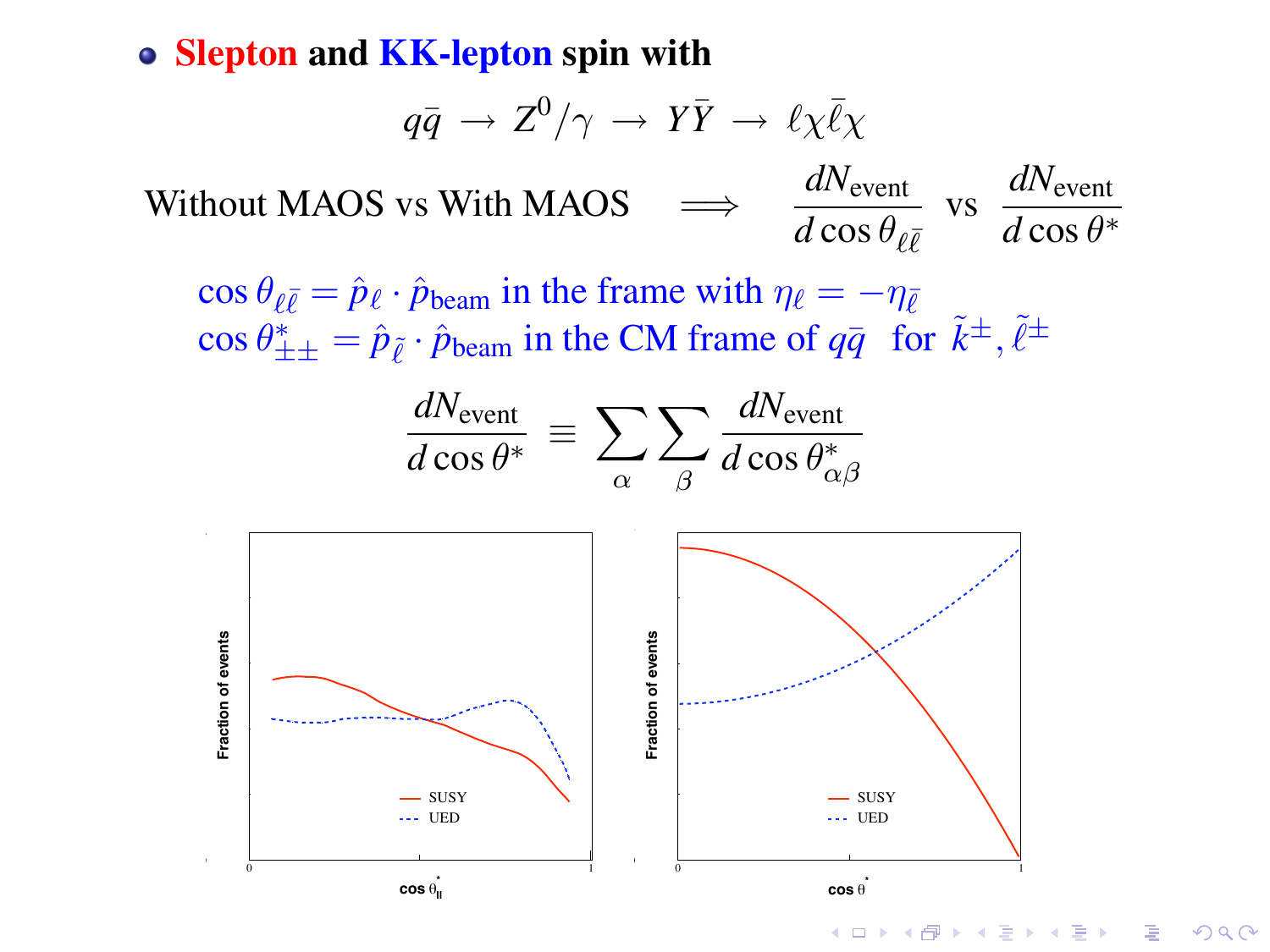- **Slepton** and **KK-lepton** spin with

$$q\bar{q} \rightarrow Z^0/\gamma \rightarrow Y\bar{Y} \rightarrow \ell\chi\bar{\ell}\chi$$

Without MAOS vs With MAOS $\Longrightarrow \dfrac{dN_{\rm event}}{d\cos\theta_{\ell\bar{\ell}}}$ vs $\dfrac{dN_{\rm event}}{d\cos\theta^*}$

$\cos\theta_{\ell\bar{\ell}} = \hat{p}_\ell \cdot \hat{p}_{\rm beam}$ in the frame with $\eta_\ell = -\eta_{\bar{\ell}}$
$\cos\theta^*_{\pm\pm} = \hat{p}_{\tilde{\ell}} \cdot \hat{p}_{\rm beam}$ in the CM frame of $q\bar{q}$ for $\tilde{k}^\pm, \tilde{\ell}^\pm$

$$\frac{dN_{\rm event}}{d\cos\theta^*} \equiv \sum_\alpha \sum_\beta \frac{dN_{\rm event}}{d\cos\theta^*_{\alpha\beta}}$$

Left plot: Fraction of events vs $\cos\theta^*_{ll}$ (0 to 1), SUSY (solid) and UED (dashed).

Right plot: Fraction of events vs $\cos\theta^*$ (0 to 1), SUSY (solid) and UED (dashed).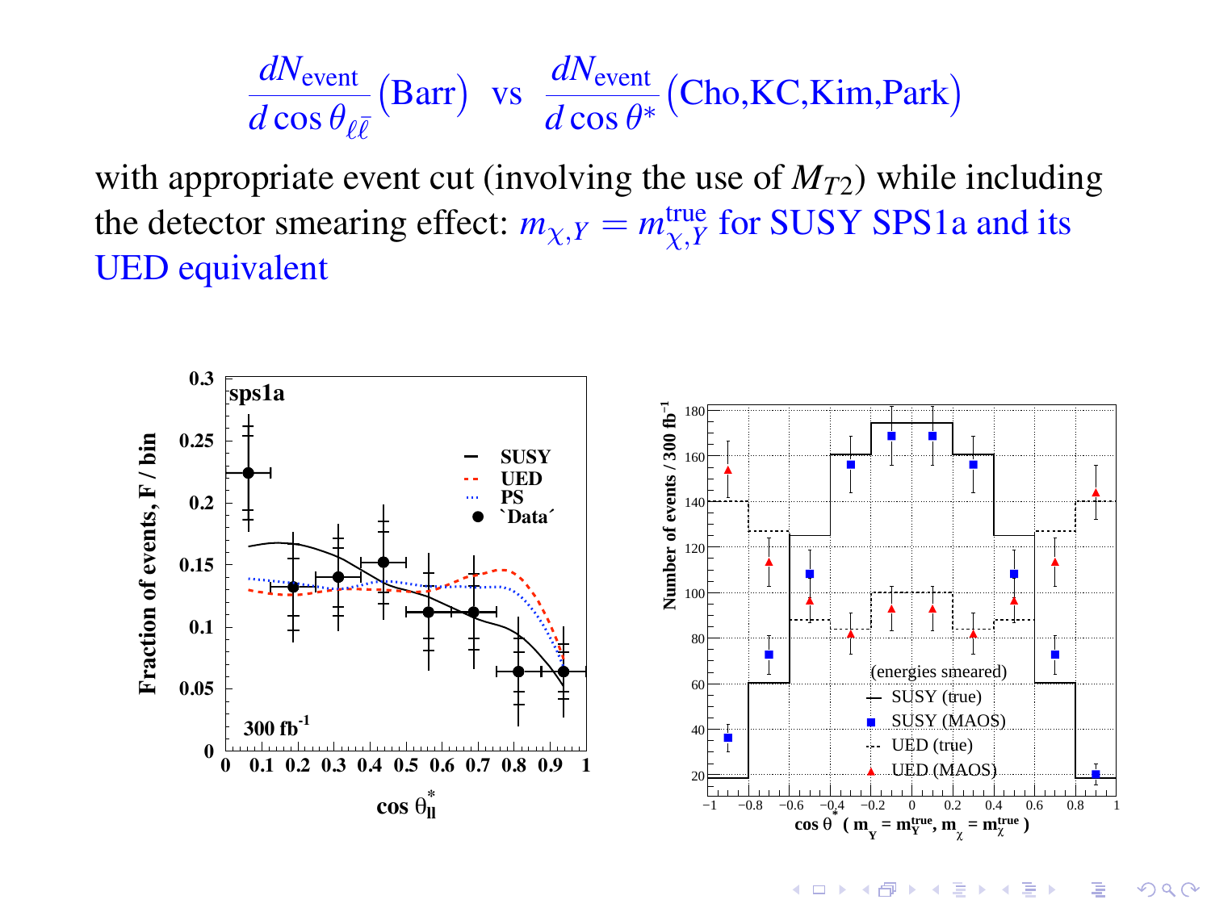$$\frac{dN_{\text{event}}}{d\cos\theta_{\ell\bar{\ell}}}(\text{Barr}) \quad \text{vs} \quad \frac{dN_{\text{event}}}{d\cos\theta^*}(\text{Cho,KC,Kim,Park})$$

with appropriate event cut (involving the use of $M_{T2}$) while including the detector smearing effect: $m_{\chi,Y} = m^{\text{true}}_{\chi,Y}$ for SUSY SPS1a and its UED equivalent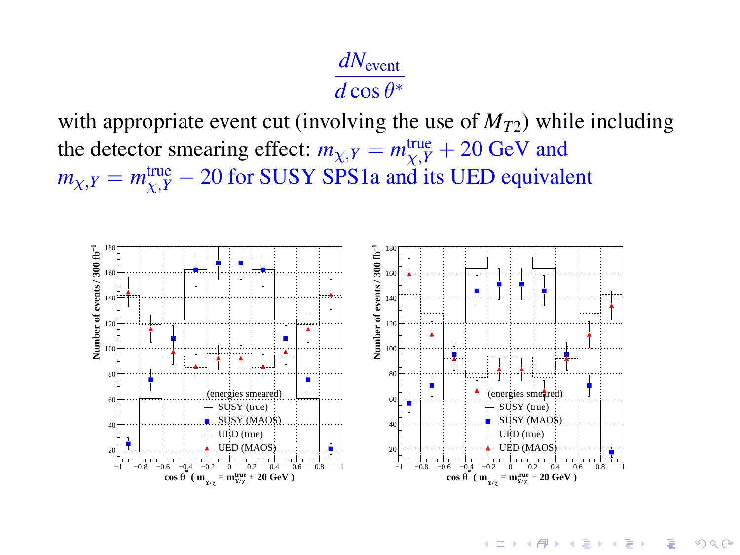$$\frac{dN_{\text{event}}}{d\cos\theta^*}$$

with appropriate event cut (involving the use of $M_{T2}$) while including the detector smearing effect: $m_{\chi,Y} = m_{\chi,Y}^{\text{true}} + 20$ GeV and $m_{\chi,Y} = m_{\chi,Y}^{\text{true}} - 20$ for SUSY SPS1a and its UED equivalent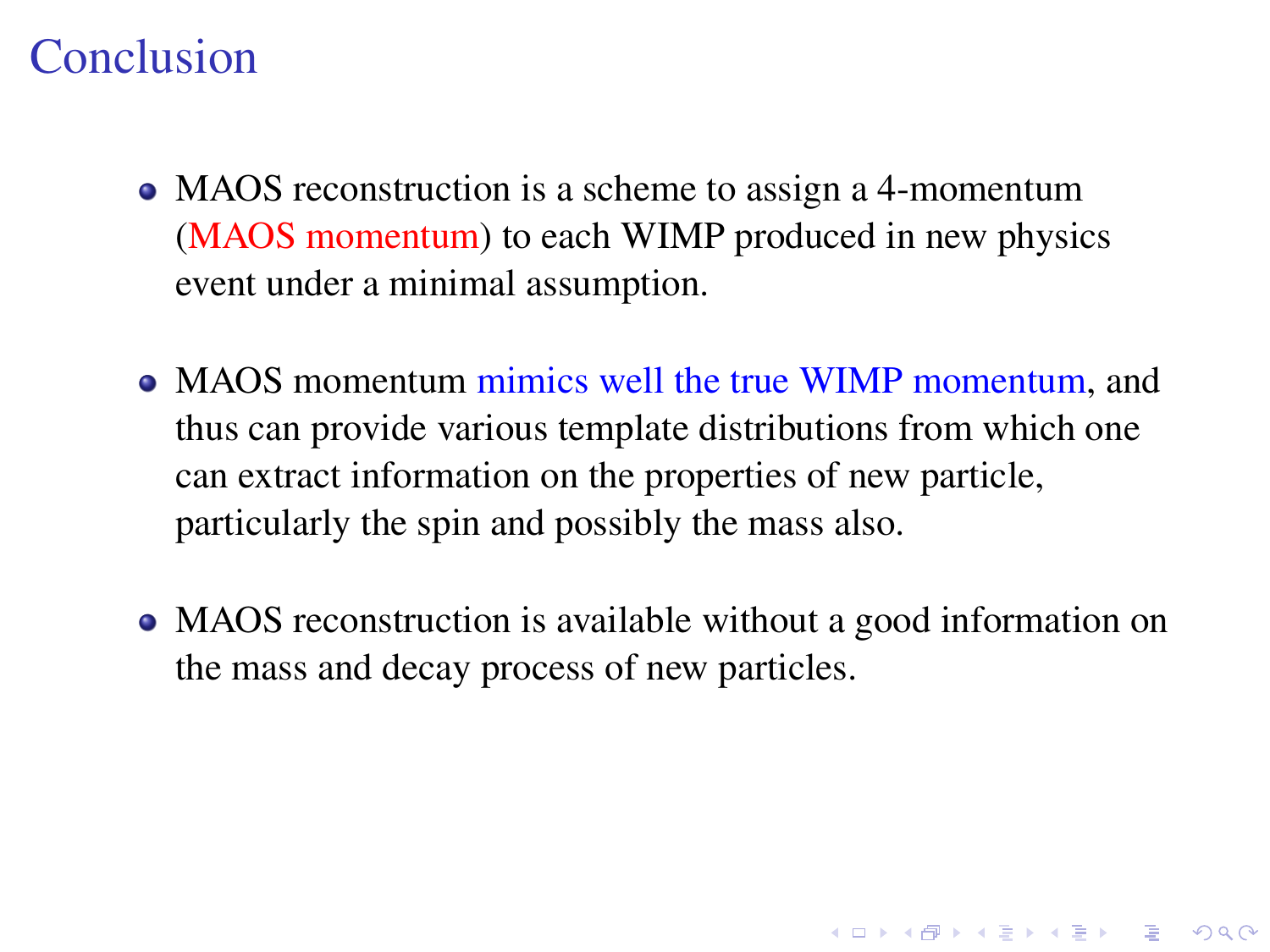# Conclusion

- MAOS reconstruction is a scheme to assign a 4-momentum (MAOS momentum) to each WIMP produced in new physics event under a minimal assumption.

- MAOS momentum mimics well the true WIMP momentum, and thus can provide various template distributions from which one can extract information on the properties of new particle, particularly the spin and possibly the mass also.

- MAOS reconstruction is available without a good information on the mass and decay process of new particles.